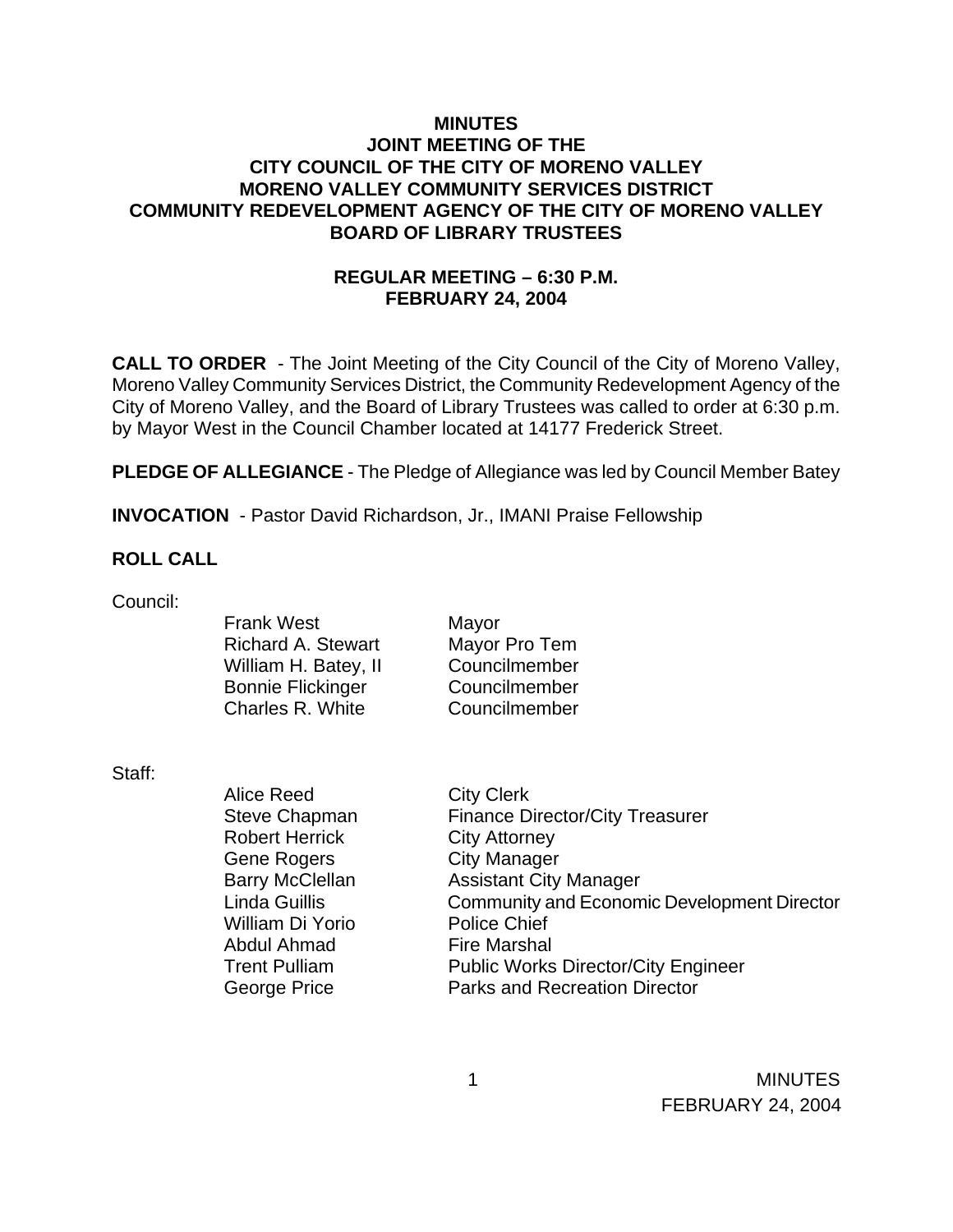# MINUTES
## JOINT MEETING OF THE
## CITY COUNCIL OF THE CITY OF MORENO VALLEY
## MORENO VALLEY COMMUNITY SERVICES DISTRICT
## COMMUNITY REDEVELOPMENT AGENCY OF THE CITY OF MORENO VALLEY
## BOARD OF LIBRARY TRUSTEES

### REGULAR MEETING – 6:30 P.M.
### FEBRUARY 24, 2004

**CALL TO ORDER** - The Joint Meeting of the City Council of the City of Moreno Valley, Moreno Valley Community Services District, the Community Redevelopment Agency of the City of Moreno Valley, and the Board of Library Trustees was called to order at 6:30 p.m. by Mayor West in the Council Chamber located at 14177 Frederick Street.

**PLEDGE OF ALLEGIANCE** - The Pledge of Allegiance was led by Council Member Batey

**INVOCATION** - Pastor David Richardson, Jr., IMANI Praise Fellowship

**ROLL CALL**

Council:

| | |
|---|---|
| Frank West | Mayor |
| Richard A. Stewart | Mayor Pro Tem |
| William H. Batey, II | Councilmember |
| Bonnie Flickinger | Councilmember |
| Charles R. White | Councilmember |

Staff:

| | |
|---|---|
| Alice Reed | City Clerk |
| Steve Chapman | Finance Director/City Treasurer |
| Robert Herrick | City Attorney |
| Gene Rogers | City Manager |
| Barry McClellan | Assistant City Manager |
| Linda Guillis | Community and Economic Development Director |
| William Di Yorio | Police Chief |
| Abdul Ahmad | Fire Marshal |
| Trent Pulliam | Public Works Director/City Engineer |
| George Price | Parks and Recreation Director |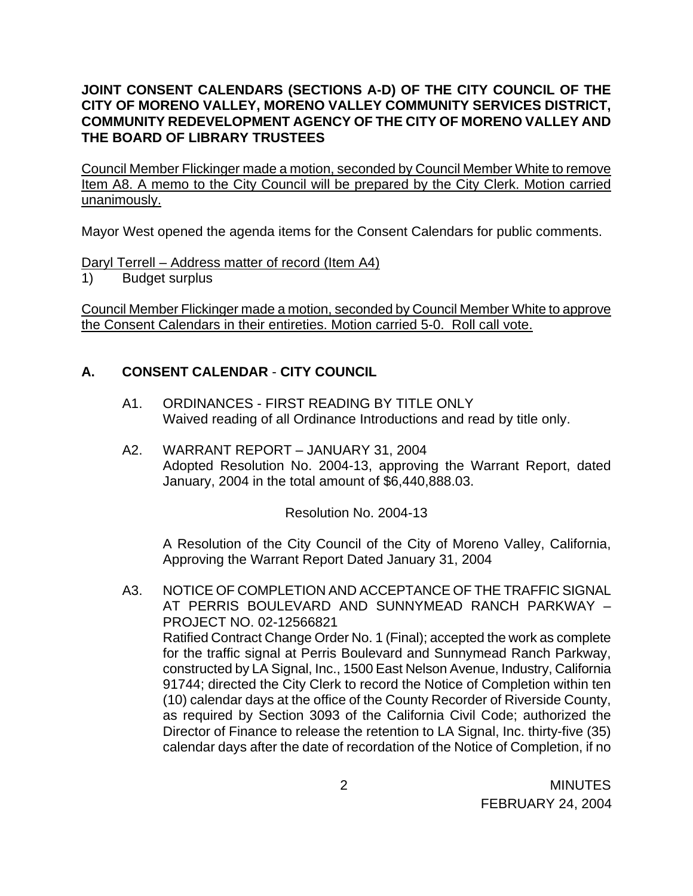**JOINT CONSENT CALENDARS (SECTIONS A-D) OF THE CITY COUNCIL OF THE CITY OF MORENO VALLEY, MORENO VALLEY COMMUNITY SERVICES DISTRICT, COMMUNITY REDEVELOPMENT AGENCY OF THE CITY OF MORENO VALLEY AND THE BOARD OF LIBRARY TRUSTEES**

Council Member Flickinger made a motion, seconded by Council Member White to remove Item A8. A memo to the City Council will be prepared by the City Clerk. Motion carried unanimously.

Mayor West opened the agenda items for the Consent Calendars for public comments.

Daryl Terrell – Address matter of record (Item A4)

1) Budget surplus

Council Member Flickinger made a motion, seconded by Council Member White to approve the Consent Calendars in their entireties. Motion carried 5-0. Roll call vote.

## A. CONSENT CALENDAR - CITY COUNCIL

A1. ORDINANCES - FIRST READING BY TITLE ONLY
Waived reading of all Ordinance Introductions and read by title only.

A2. WARRANT REPORT – JANUARY 31, 2004
Adopted Resolution No. 2004-13, approving the Warrant Report, dated January, 2004 in the total amount of $6,440,888.03.

Resolution No. 2004-13

A Resolution of the City Council of the City of Moreno Valley, California, Approving the Warrant Report Dated January 31, 2004

A3. NOTICE OF COMPLETION AND ACCEPTANCE OF THE TRAFFIC SIGNAL AT PERRIS BOULEVARD AND SUNNYMEAD RANCH PARKWAY – PROJECT NO. 02-12566821
Ratified Contract Change Order No. 1 (Final); accepted the work as complete for the traffic signal at Perris Boulevard and Sunnymead Ranch Parkway, constructed by LA Signal, Inc., 1500 East Nelson Avenue, Industry, California 91744; directed the City Clerk to record the Notice of Completion within ten (10) calendar days at the office of the County Recorder of Riverside County, as required by Section 3093 of the California Civil Code; authorized the Director of Finance to release the retention to LA Signal, Inc. thirty-five (35) calendar days after the date of recordation of the Notice of Completion, if no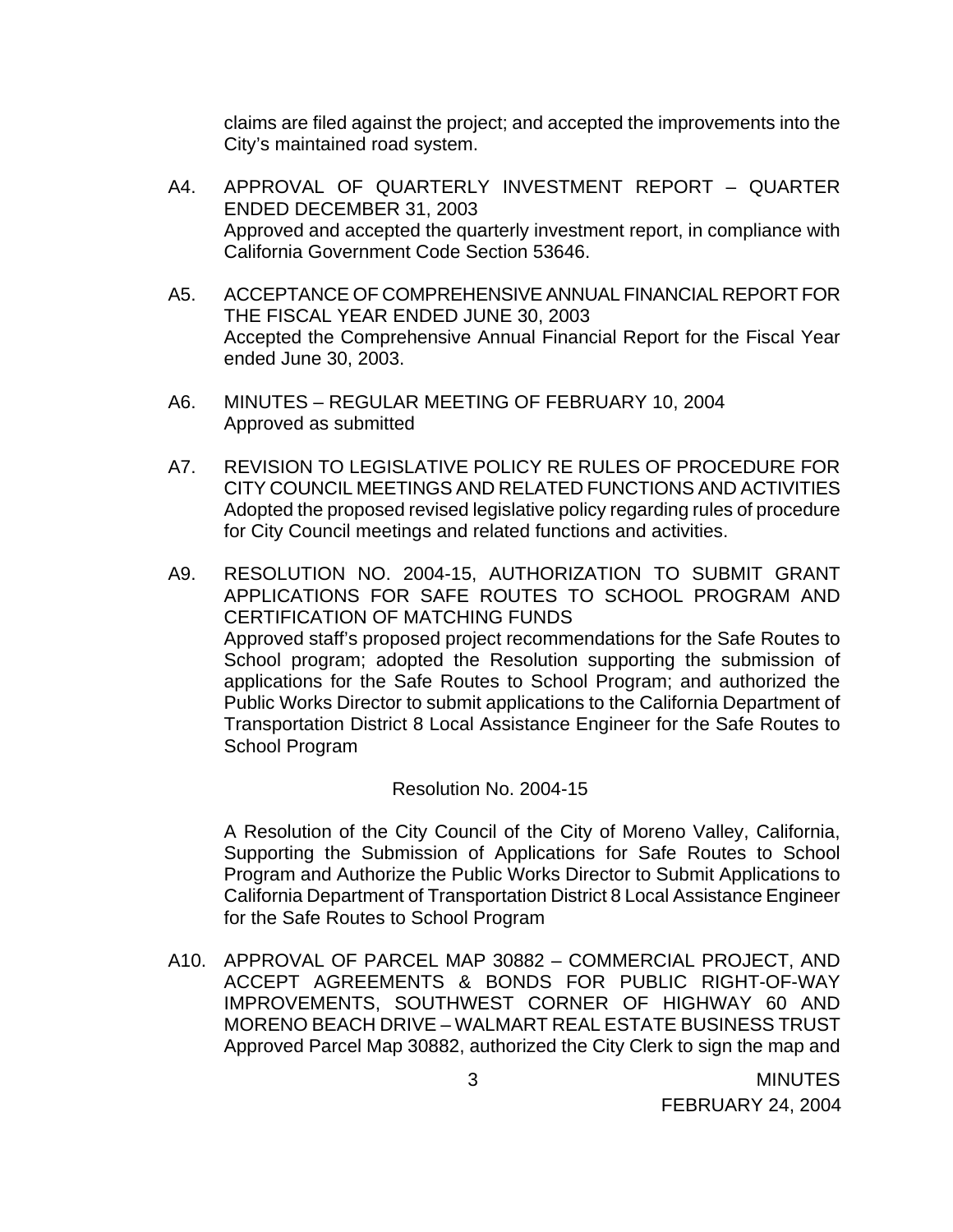claims are filed against the project; and accepted the improvements into the City's maintained road system.

A4. APPROVAL OF QUARTERLY INVESTMENT REPORT – QUARTER ENDED DECEMBER 31, 2003
Approved and accepted the quarterly investment report, in compliance with California Government Code Section 53646.

A5. ACCEPTANCE OF COMPREHENSIVE ANNUAL FINANCIAL REPORT FOR THE FISCAL YEAR ENDED JUNE 30, 2003
Accepted the Comprehensive Annual Financial Report for the Fiscal Year ended June 30, 2003.

A6. MINUTES – REGULAR MEETING OF FEBRUARY 10, 2004
Approved as submitted

A7. REVISION TO LEGISLATIVE POLICY RE RULES OF PROCEDURE FOR CITY COUNCIL MEETINGS AND RELATED FUNCTIONS AND ACTIVITIES
Adopted the proposed revised legislative policy regarding rules of procedure for City Council meetings and related functions and activities.

A9. RESOLUTION NO. 2004-15, AUTHORIZATION TO SUBMIT GRANT APPLICATIONS FOR SAFE ROUTES TO SCHOOL PROGRAM AND CERTIFICATION OF MATCHING FUNDS
Approved staff's proposed project recommendations for the Safe Routes to School program; adopted the Resolution supporting the submission of applications for the Safe Routes to School Program; and authorized the Public Works Director to submit applications to the California Department of Transportation District 8 Local Assistance Engineer for the Safe Routes to School Program

Resolution No. 2004-15

A Resolution of the City Council of the City of Moreno Valley, California, Supporting the Submission of Applications for Safe Routes to School Program and Authorize the Public Works Director to Submit Applications to California Department of Transportation District 8 Local Assistance Engineer for the Safe Routes to School Program

A10. APPROVAL OF PARCEL MAP 30882 – COMMERCIAL PROJECT, AND ACCEPT AGREEMENTS & BONDS FOR PUBLIC RIGHT-OF-WAY IMPROVEMENTS, SOUTHWEST CORNER OF HIGHWAY 60 AND MORENO BEACH DRIVE – WALMART REAL ESTATE BUSINESS TRUST
Approved Parcel Map 30882, authorized the City Clerk to sign the map and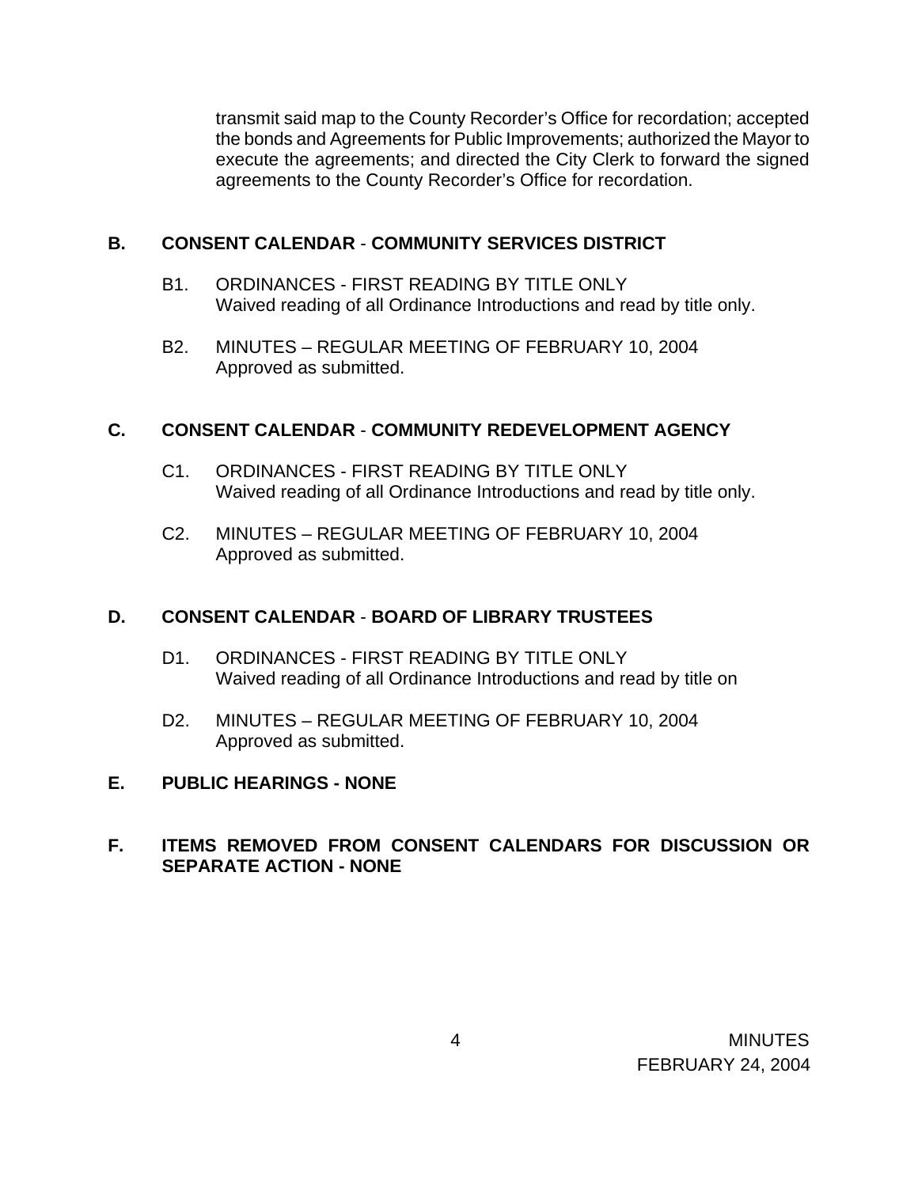transmit said map to the County Recorder's Office for recordation; accepted the bonds and Agreements for Public Improvements; authorized the Mayor to execute the agreements; and directed the City Clerk to forward the signed agreements to the County Recorder's Office for recordation.

## B. CONSENT CALENDAR - COMMUNITY SERVICES DISTRICT

B1. ORDINANCES - FIRST READING BY TITLE ONLY
Waived reading of all Ordinance Introductions and read by title only.

B2. MINUTES – REGULAR MEETING OF FEBRUARY 10, 2004
Approved as submitted.

## C. CONSENT CALENDAR - COMMUNITY REDEVELOPMENT AGENCY

C1. ORDINANCES - FIRST READING BY TITLE ONLY
Waived reading of all Ordinance Introductions and read by title only.

C2. MINUTES – REGULAR MEETING OF FEBRUARY 10, 2004
Approved as submitted.

## D. CONSENT CALENDAR - BOARD OF LIBRARY TRUSTEES

D1. ORDINANCES - FIRST READING BY TITLE ONLY
Waived reading of all Ordinance Introductions and read by title on

D2. MINUTES – REGULAR MEETING OF FEBRUARY 10, 2004
Approved as submitted.

## E. PUBLIC HEARINGS - NONE

## F. ITEMS REMOVED FROM CONSENT CALENDARS FOR DISCUSSION OR SEPARATE ACTION - NONE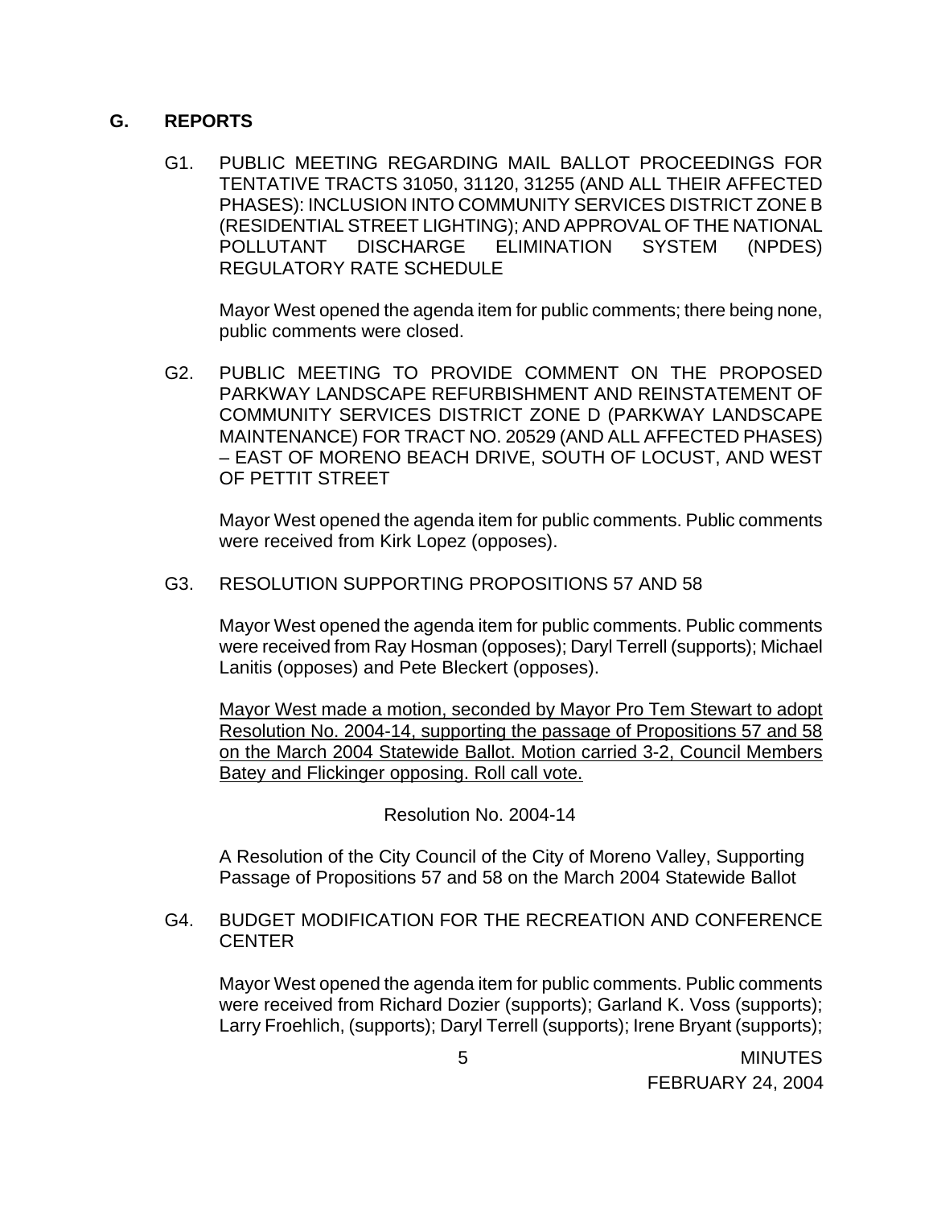## G. REPORTS

G1. PUBLIC MEETING REGARDING MAIL BALLOT PROCEEDINGS FOR TENTATIVE TRACTS 31050, 31120, 31255 (AND ALL THEIR AFFECTED PHASES): INCLUSION INTO COMMUNITY SERVICES DISTRICT ZONE B (RESIDENTIAL STREET LIGHTING); AND APPROVAL OF THE NATIONAL POLLUTANT DISCHARGE ELIMINATION SYSTEM (NPDES) REGULATORY RATE SCHEDULE

Mayor West opened the agenda item for public comments; there being none, public comments were closed.

G2. PUBLIC MEETING TO PROVIDE COMMENT ON THE PROPOSED PARKWAY LANDSCAPE REFURBISHMENT AND REINSTATEMENT OF COMMUNITY SERVICES DISTRICT ZONE D (PARKWAY LANDSCAPE MAINTENANCE) FOR TRACT NO. 20529 (AND ALL AFFECTED PHASES) – EAST OF MORENO BEACH DRIVE, SOUTH OF LOCUST, AND WEST OF PETTIT STREET

Mayor West opened the agenda item for public comments. Public comments were received from Kirk Lopez (opposes).

G3. RESOLUTION SUPPORTING PROPOSITIONS 57 AND 58

Mayor West opened the agenda item for public comments. Public comments were received from Ray Hosman (opposes); Daryl Terrell (supports); Michael Lanitis (opposes) and Pete Bleckert (opposes).

<u>Mayor West made a motion, seconded by Mayor Pro Tem Stewart to adopt Resolution No. 2004-14, supporting the passage of Propositions 57 and 58 on the March 2004 Statewide Ballot. Motion carried 3-2, Council Members Batey and Flickinger opposing. Roll call vote.</u>

Resolution No. 2004-14

A Resolution of the City Council of the City of Moreno Valley, Supporting Passage of Propositions 57 and 58 on the March 2004 Statewide Ballot

G4. BUDGET MODIFICATION FOR THE RECREATION AND CONFERENCE CENTER

Mayor West opened the agenda item for public comments. Public comments were received from Richard Dozier (supports); Garland K. Voss (supports); Larry Froehlich, (supports); Daryl Terrell (supports); Irene Bryant (supports);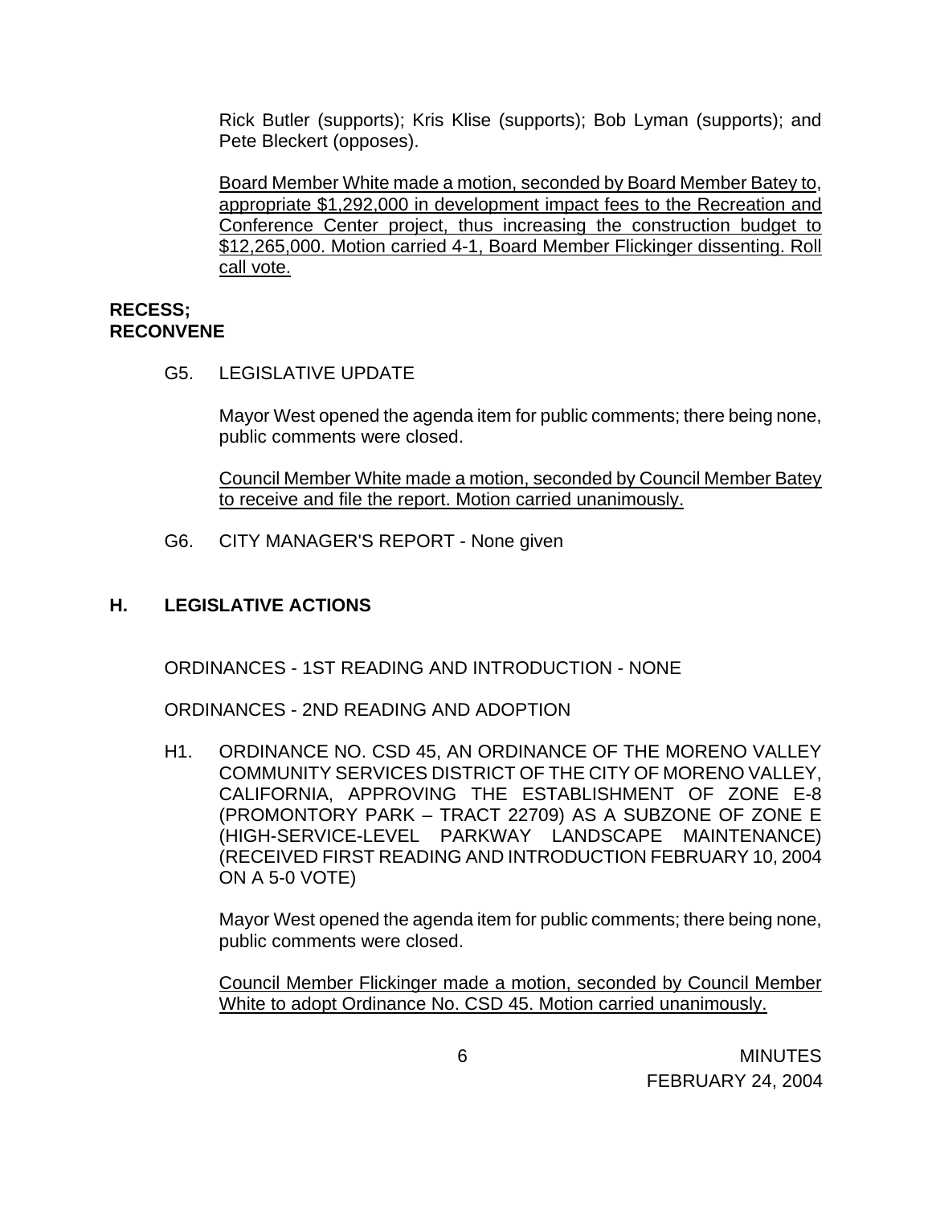Rick Butler (supports); Kris Klise (supports); Bob Lyman (supports); and Pete Bleckert (opposes).

Board Member White made a motion, seconded by Board Member Batey to, appropriate $1,292,000 in development impact fees to the Recreation and Conference Center project, thus increasing the construction budget to $12,265,000. Motion carried 4-1, Board Member Flickinger dissenting. Roll call vote.

**RECESS;**
**RECONVENE**

G5. LEGISLATIVE UPDATE

Mayor West opened the agenda item for public comments; there being none, public comments were closed.

Council Member White made a motion, seconded by Council Member Batey to receive and file the report. Motion carried unanimously.

G6. CITY MANAGER'S REPORT - None given

## H. LEGISLATIVE ACTIONS

ORDINANCES - 1ST READING AND INTRODUCTION - NONE

ORDINANCES - 2ND READING AND ADOPTION

H1. ORDINANCE NO. CSD 45, AN ORDINANCE OF THE MORENO VALLEY COMMUNITY SERVICES DISTRICT OF THE CITY OF MORENO VALLEY, CALIFORNIA, APPROVING THE ESTABLISHMENT OF ZONE E-8 (PROMONTORY PARK – TRACT 22709) AS A SUBZONE OF ZONE E (HIGH-SERVICE-LEVEL PARKWAY LANDSCAPE MAINTENANCE) (RECEIVED FIRST READING AND INTRODUCTION FEBRUARY 10, 2004 ON A 5-0 VOTE)

Mayor West opened the agenda item for public comments; there being none, public comments were closed.

Council Member Flickinger made a motion, seconded by Council Member White to adopt Ordinance No. CSD 45. Motion carried unanimously.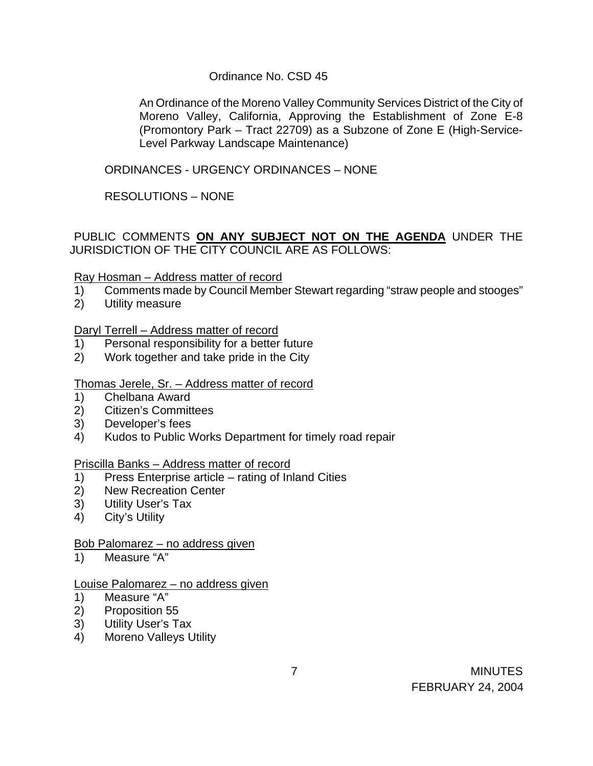Ordinance No. CSD 45

An Ordinance of the Moreno Valley Community Services District of the City of Moreno Valley, California, Approving the Establishment of Zone E-8 (Promontory Park – Tract 22709) as a Subzone of Zone E (High-Service-Level Parkway Landscape Maintenance)

ORDINANCES - URGENCY ORDINANCES – NONE

RESOLUTIONS – NONE

PUBLIC COMMENTS **ON ANY SUBJECT NOT ON THE AGENDA** UNDER THE JURISDICTION OF THE CITY COUNCIL ARE AS FOLLOWS:

Ray Hosman – Address matter of record

1) Comments made by Council Member Stewart regarding "straw people and stooges"
2) Utility measure

Daryl Terrell – Address matter of record

1) Personal responsibility for a better future
2) Work together and take pride in the City

Thomas Jerele, Sr. – Address matter of record

1) Chelbana Award
2) Citizen's Committees
3) Developer's fees
4) Kudos to Public Works Department for timely road repair

Priscilla Banks – Address matter of record

1) Press Enterprise article – rating of Inland Cities
2) New Recreation Center
3) Utility User's Tax
4) City's Utility

Bob Palomarez – no address given

1) Measure "A"

Louise Palomarez – no address given

1) Measure "A"
2) Proposition 55
3) Utility User's Tax
4) Moreno Valleys Utility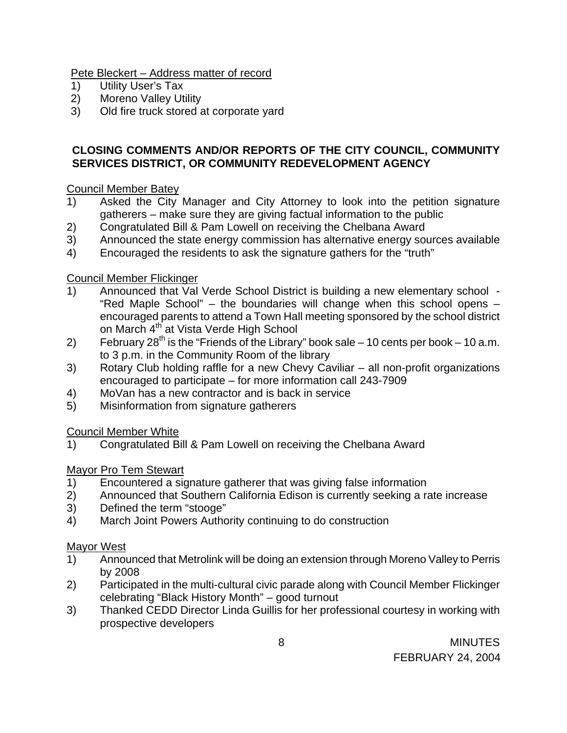Pete Bleckert – Address matter of record

1) Utility User's Tax
2) Moreno Valley Utility
3) Old fire truck stored at corporate yard

**CLOSING COMMENTS AND/OR REPORTS OF THE CITY COUNCIL, COMMUNITY SERVICES DISTRICT, OR COMMUNITY REDEVELOPMENT AGENCY**

Council Member Batey

1) Asked the City Manager and City Attorney to look into the petition signature gatherers – make sure they are giving factual information to the public
2) Congratulated Bill & Pam Lowell on receiving the Chelbana Award
3) Announced the state energy commission has alternative energy sources available
4) Encouraged the residents to ask the signature gathers for the "truth"

Council Member Flickinger

1) Announced that Val Verde School District is building a new elementary school - "Red Maple School" – the boundaries will change when this school opens – encouraged parents to attend a Town Hall meeting sponsored by the school district on March 4th at Vista Verde High School
2) February 28th is the "Friends of the Library" book sale – 10 cents per book – 10 a.m. to 3 p.m. in the Community Room of the library
3) Rotary Club holding raffle for a new Chevy Caviliar – all non-profit organizations encouraged to participate – for more information call 243-7909
4) MoVan has a new contractor and is back in service
5) Misinformation from signature gatherers

Council Member White

1) Congratulated Bill & Pam Lowell on receiving the Chelbana Award

Mayor Pro Tem Stewart

1) Encountered a signature gatherer that was giving false information
2) Announced that Southern California Edison is currently seeking a rate increase
3) Defined the term "stooge"
4) March Joint Powers Authority continuing to do construction

Mayor West

1) Announced that Metrolink will be doing an extension through Moreno Valley to Perris by 2008
2) Participated in the multi-cultural civic parade along with Council Member Flickinger celebrating "Black History Month" – good turnout
3) Thanked CEDD Director Linda Guillis for her professional courtesy in working with prospective developers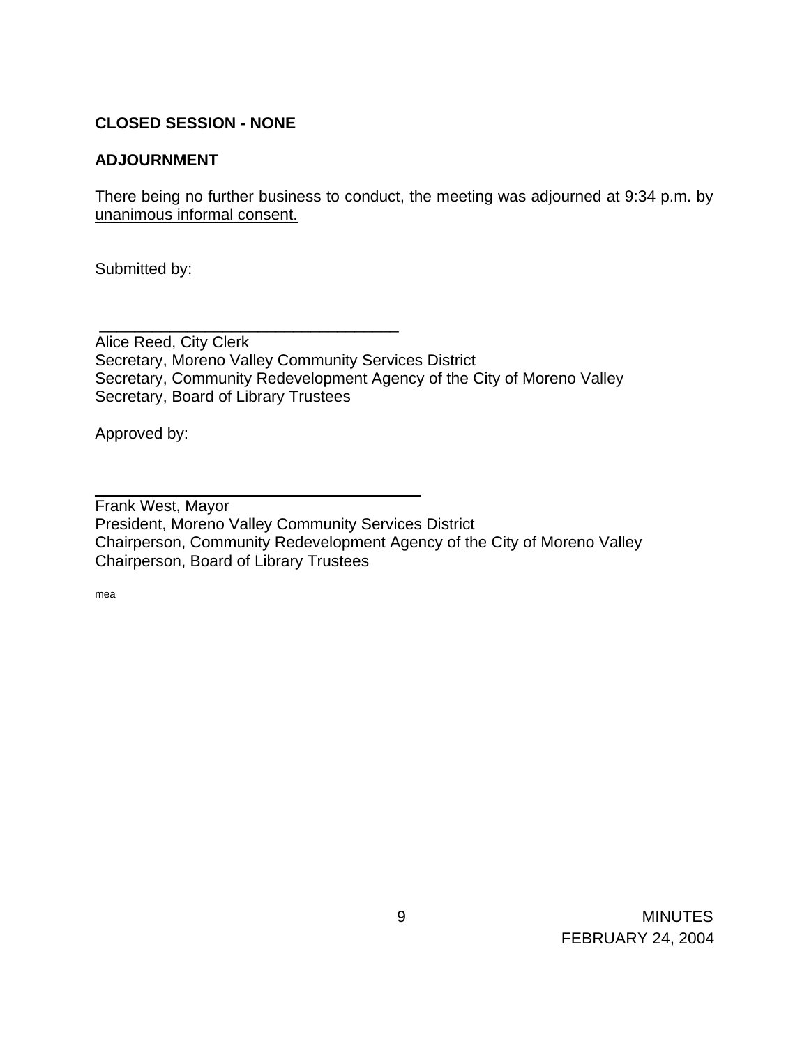**CLOSED SESSION - NONE**

**ADJOURNMENT**

There being no further business to conduct, the meeting was adjourned at 9:34 p.m. by unanimous informal consent.

Submitted by:

\_\_\_\_\_\_\_\_\_\_\_\_\_\_\_\_\_\_\_\_\_\_\_\_\_\_\_\_\_\_\_\_\_\_\_

Alice Reed, City Clerk
Secretary, Moreno Valley Community Services District
Secretary, Community Redevelopment Agency of the City of Moreno Valley
Secretary, Board of Library Trustees

Approved by:

\_\_\_\_\_\_\_\_\_\_\_\_\_\_\_\_\_\_\_\_\_\_\_\_\_\_\_\_\_\_\_\_\_\_\_

Frank West, Mayor
President, Moreno Valley Community Services District
Chairperson, Community Redevelopment Agency of the City of Moreno Valley
Chairperson, Board of Library Trustees

mea